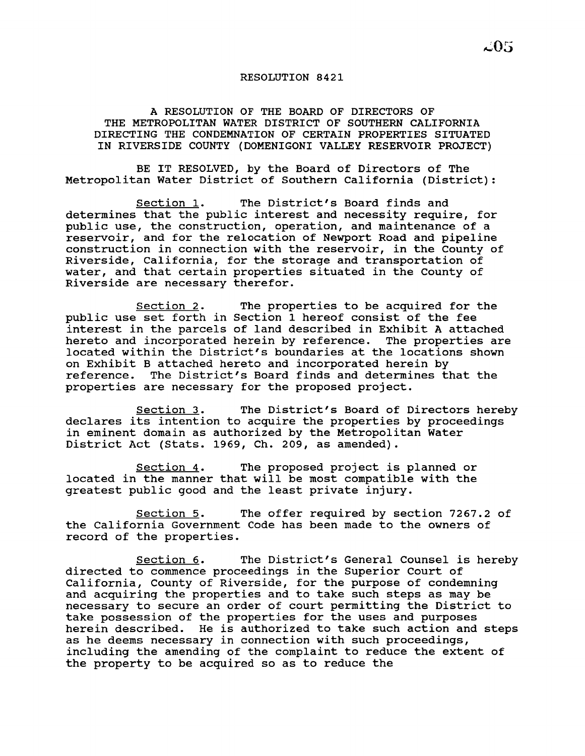# RESOLUTION 8421

A RESOLUTION OF THE BOARD OF DIRECTORS OF THE METROPOLITAN WATER DISTRICT OF SOUTHERN CALIFORNIA DIRECTING THE CONDEMNATION OF CERTAIN PROPERTIES SITUATED IN RIVERSIDE COUNTY (DOMENIGONI VALLEY RESERVOIR PROJECT)

BE IT RESOLVED, by the Board of Directors of The Metropolitan Water District of Southern California (District):

Section 1. The District's Board finds and determines that the public interest and necessity require, for public use, the construction, operation, and maintenance of a reservoir, and for the relocation of Newport Road and pipeline construction in connection with the reservoir, in the County of Riverside, California, for the storage and transportation of water, and that certain properties situated in the County of Riverside are necessary therefor.

Section 2. The properties to be acquired for the public use set forth in Section 1 hereof consist of the fee interest in the parcels of land described in Exhibit A attached hereto and incorporated herein by reference. The properties are located within the District's boundaries at the locations shown on Exhibit B attached hereto and incorporated herein by reference. The District's Board finds and determines that the properties are necessary for the proposed project.

Section 3. The District's Board of Directors hereby declares its intention to acquire the properties by proceedings in eminent domain as authorized by the Metropolitan Water District Act (Stats. 1969, Ch. 209, as amended).

Section 4. The proposed project is planned or located in the manner that will be most compatible with the greatest public good and the least private injury.

Section 5. The offer required by section 7267.2 of the California Government Code has been made to the owners of record of the properties.

Section 6. The District's General Counsel is hereby directed to commence proceedings in the Superior Court of California, County of Riverside, for the purpose of condemning and acquiring the properties and to take such steps as may be necessary to secure an order of court permitting the District to take possession of the properties for the uses and purposes herein described. He is authorized to take such action and steps as he deems necessary in connection with such proceedings, including the amending of the complaint to reduce the extent of the property to be acquired so as to reduce the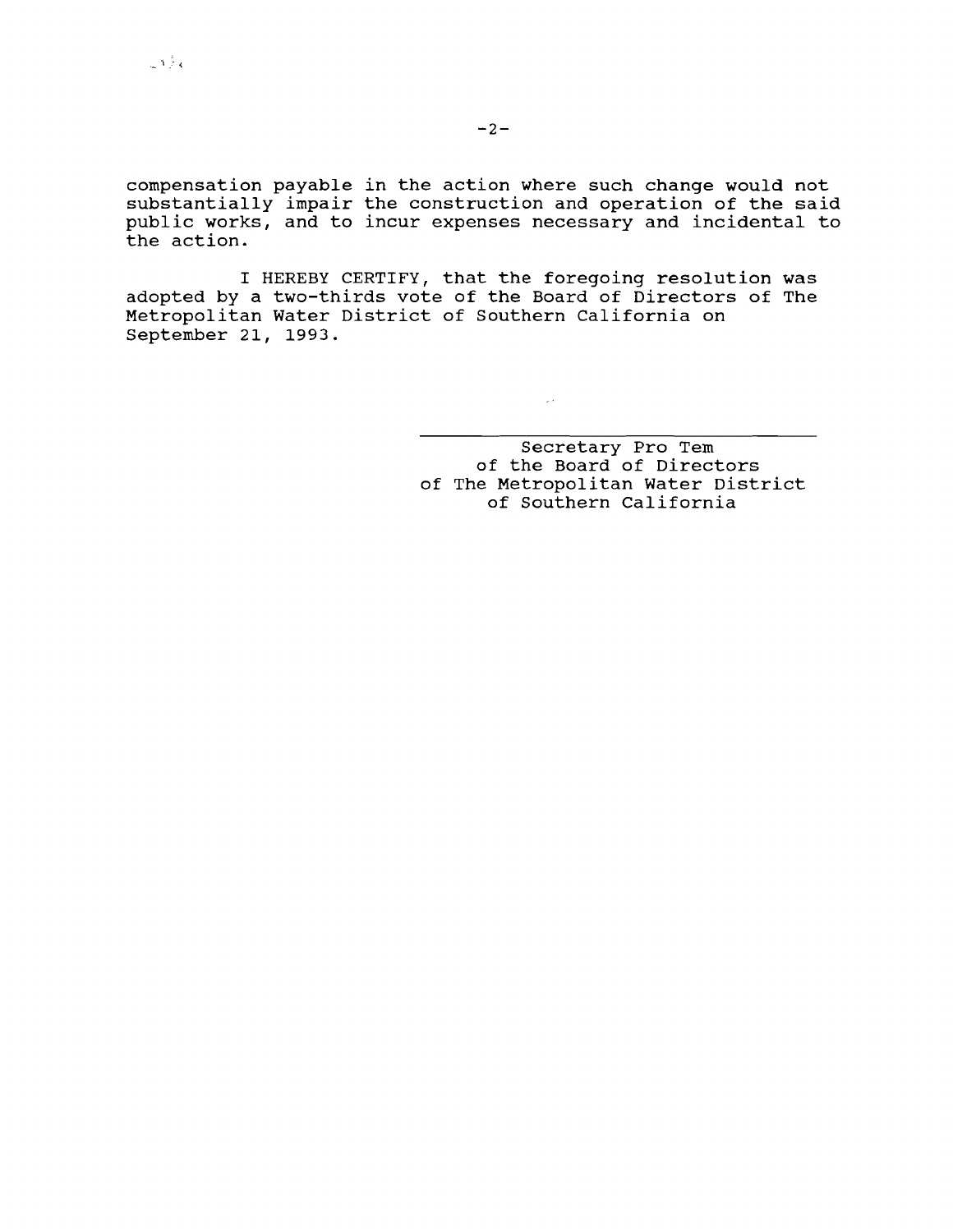compensation payable in the action where such change would not substantially impair the construction and operation of the said public works, and to incur expenses necessary and incidental to the action.

I HEREBY CERTIFY, that the foregoing resolution was adopted by a two-thirds vote of the Board of Directors of The Metropolitan Water District of Southern California on September 21, 1993.

\_\_\_\_\_\_\_\_\_\_\_\_\_\_\_\_\_\_\_\_\_\_\_\_\_\_\_\_\_\_\_\_

Secretary Pro Tem
of the Board of Directors
of The Metropolitan Water District
of Southern California